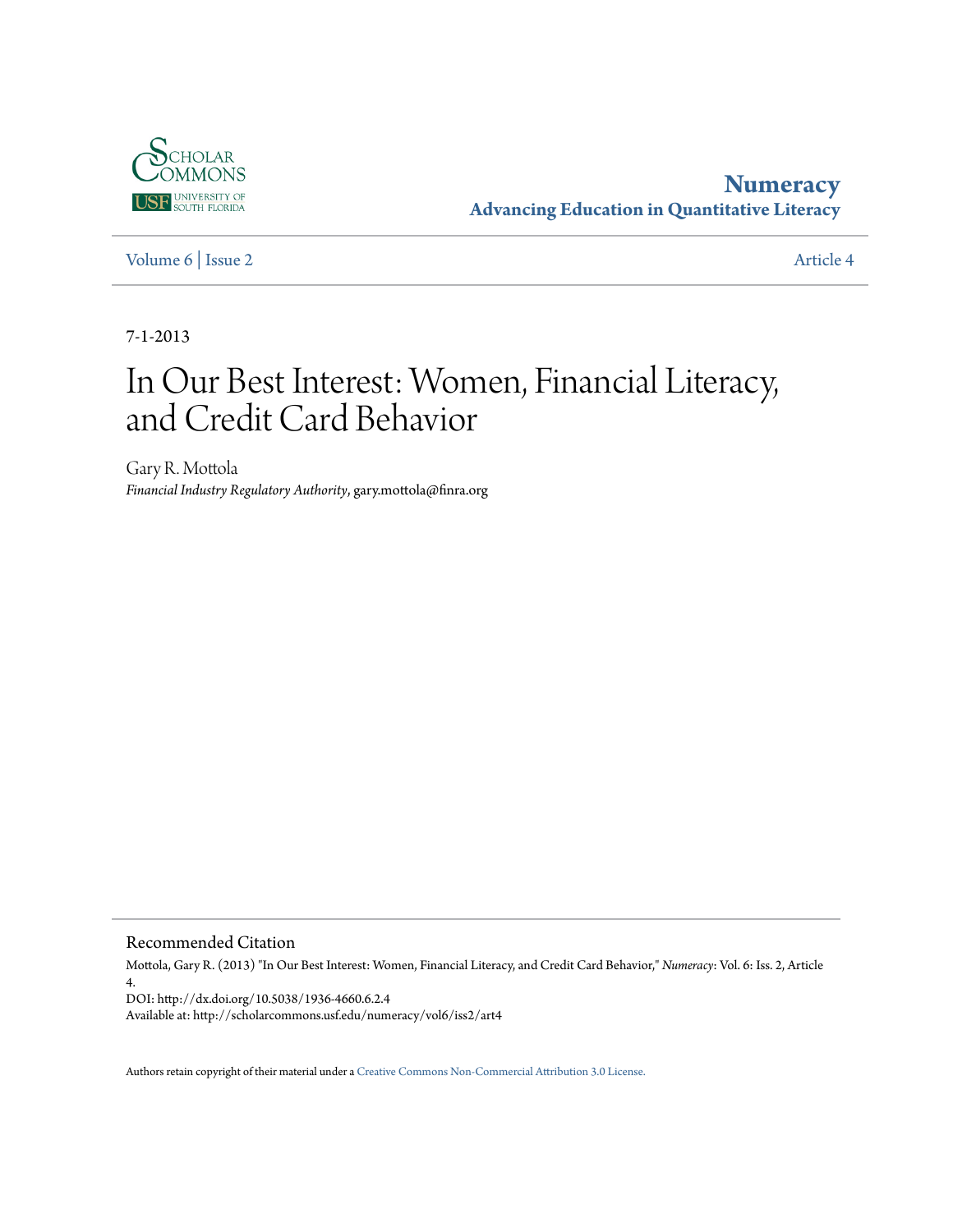Scholar Commons
USF University of South Florida

**Numeracy**
**Advancing Education in Quantitative Literacy**

Volume 6 | Issue 2 — Article 4

7-1-2013

# In Our Best Interest: Women, Financial Literacy, and Credit Card Behavior

Gary R. Mottola
*Financial Industry Regulatory Authority*, gary.mottola@finra.org

## Recommended Citation

Mottola, Gary R. (2013) "In Our Best Interest: Women, Financial Literacy, and Credit Card Behavior," *Numeracy*: Vol. 6: Iss. 2, Article 4.
DOI: http://dx.doi.org/10.5038/1936-4660.6.2.4
Available at: http://scholarcommons.usf.edu/numeracy/vol6/iss2/art4

Authors retain copyright of their material under a Creative Commons Non-Commercial Attribution 3.0 License.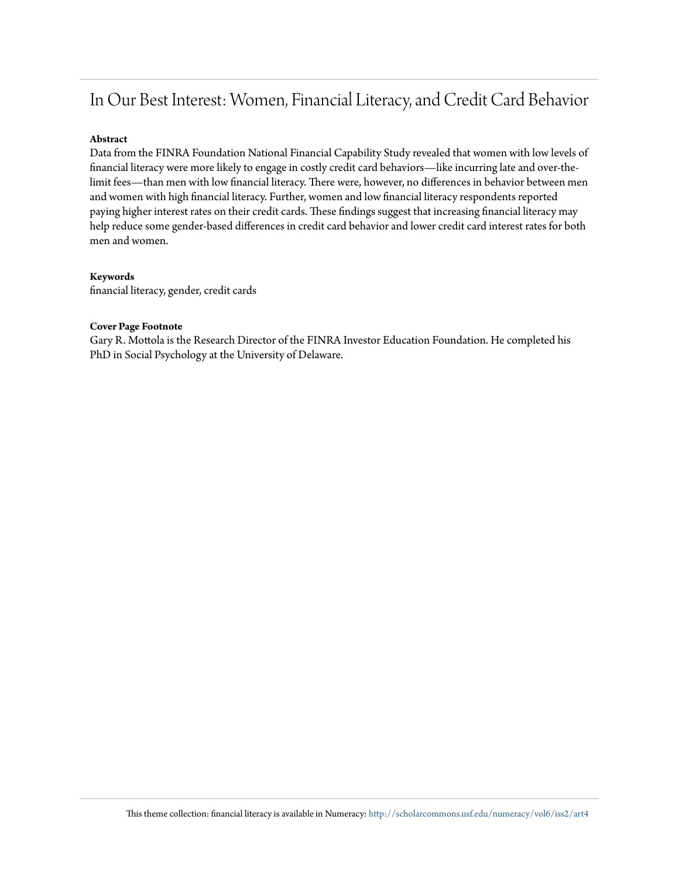# In Our Best Interest: Women, Financial Literacy, and Credit Card Behavior

**Abstract**

Data from the FINRA Foundation National Financial Capability Study revealed that women with low levels of financial literacy were more likely to engage in costly credit card behaviors—like incurring late and over-the-limit fees—than men with low financial literacy. There were, however, no differences in behavior between men and women with high financial literacy. Further, women and low financial literacy respondents reported paying higher interest rates on their credit cards. These findings suggest that increasing financial literacy may help reduce some gender-based differences in credit card behavior and lower credit card interest rates for both men and women.

**Keywords**

financial literacy, gender, credit cards

**Cover Page Footnote**

Gary R. Mottola is the Research Director of the FINRA Investor Education Foundation. He completed his PhD in Social Psychology at the University of Delaware.

This theme collection: financial literacy is available in Numeracy: http://scholarcommons.usf.edu/numeracy/vol6/iss2/art4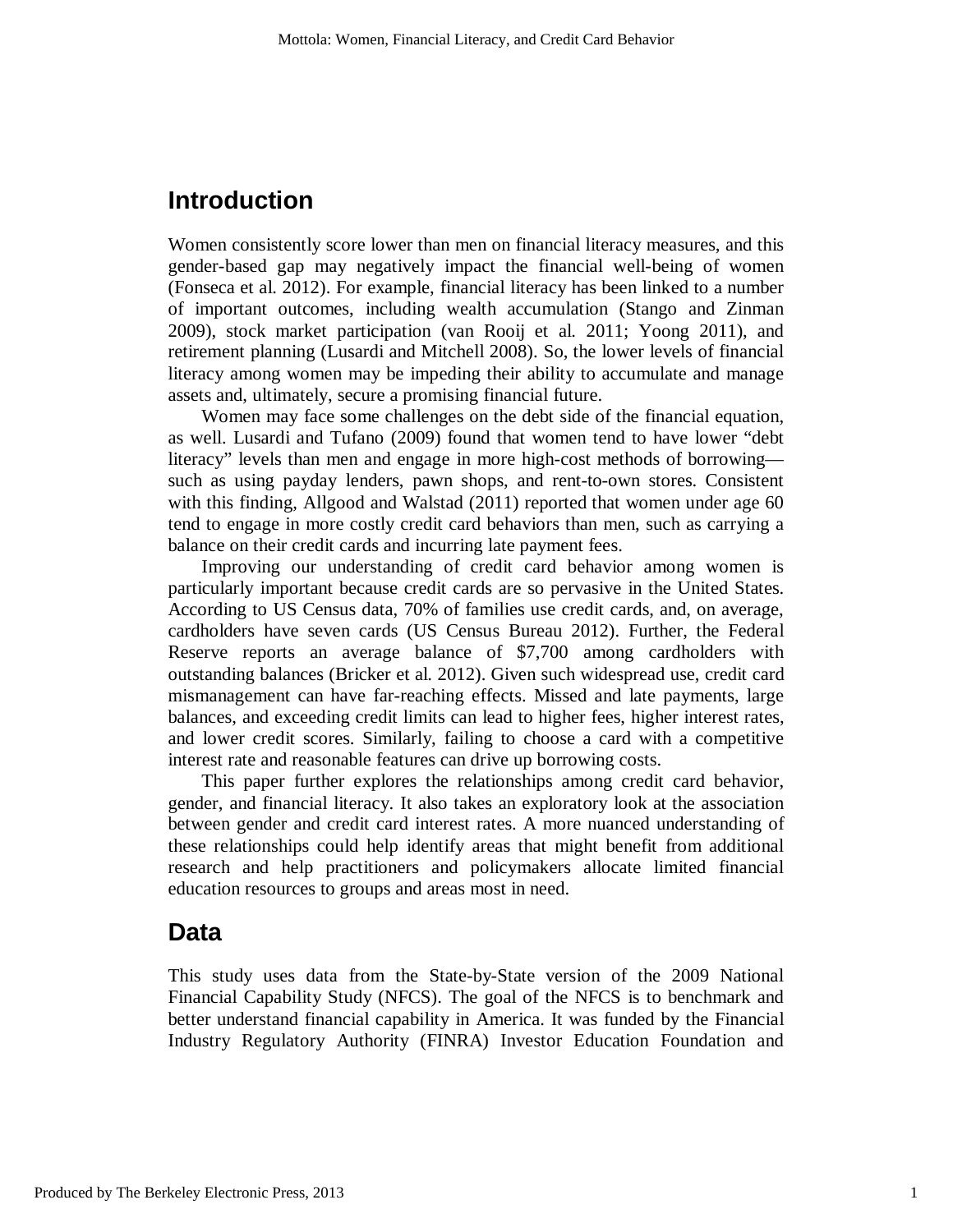## Introduction

Women consistently score lower than men on financial literacy measures, and this gender-based gap may negatively impact the financial well-being of women (Fonseca et al. 2012). For example, financial literacy has been linked to a number of important outcomes, including wealth accumulation (Stango and Zinman 2009), stock market participation (van Rooij et al. 2011; Yoong 2011), and retirement planning (Lusardi and Mitchell 2008). So, the lower levels of financial literacy among women may be impeding their ability to accumulate and manage assets and, ultimately, secure a promising financial future.

Women may face some challenges on the debt side of the financial equation, as well. Lusardi and Tufano (2009) found that women tend to have lower "debt literacy" levels than men and engage in more high-cost methods of borrowing—such as using payday lenders, pawn shops, and rent-to-own stores. Consistent with this finding, Allgood and Walstad (2011) reported that women under age 60 tend to engage in more costly credit card behaviors than men, such as carrying a balance on their credit cards and incurring late payment fees.

Improving our understanding of credit card behavior among women is particularly important because credit cards are so pervasive in the United States. According to US Census data, 70% of families use credit cards, and, on average, cardholders have seven cards (US Census Bureau 2012). Further, the Federal Reserve reports an average balance of $7,700 among cardholders with outstanding balances (Bricker et al. 2012). Given such widespread use, credit card mismanagement can have far-reaching effects. Missed and late payments, large balances, and exceeding credit limits can lead to higher fees, higher interest rates, and lower credit scores. Similarly, failing to choose a card with a competitive interest rate and reasonable features can drive up borrowing costs.

This paper further explores the relationships among credit card behavior, gender, and financial literacy. It also takes an exploratory look at the association between gender and credit card interest rates. A more nuanced understanding of these relationships could help identify areas that might benefit from additional research and help practitioners and policymakers allocate limited financial education resources to groups and areas most in need.

## Data

This study uses data from the State-by-State version of the 2009 National Financial Capability Study (NFCS). The goal of the NFCS is to benchmark and better understand financial capability in America. It was funded by the Financial Industry Regulatory Authority (FINRA) Investor Education Foundation and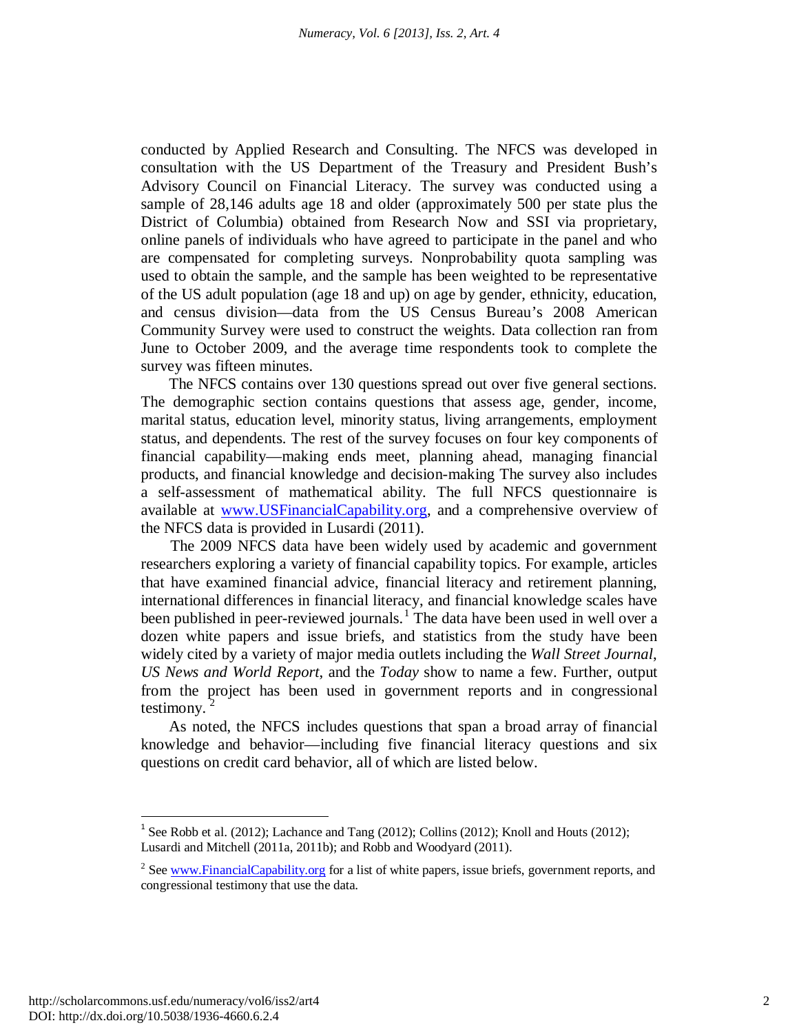conducted by Applied Research and Consulting. The NFCS was developed in consultation with the US Department of the Treasury and President Bush's Advisory Council on Financial Literacy. The survey was conducted using a sample of 28,146 adults age 18 and older (approximately 500 per state plus the District of Columbia) obtained from Research Now and SSI via proprietary, online panels of individuals who have agreed to participate in the panel and who are compensated for completing surveys. Nonprobability quota sampling was used to obtain the sample, and the sample has been weighted to be representative of the US adult population (age 18 and up) on age by gender, ethnicity, education, and census division—data from the US Census Bureau's 2008 American Community Survey were used to construct the weights. Data collection ran from June to October 2009, and the average time respondents took to complete the survey was fifteen minutes.

The NFCS contains over 130 questions spread out over five general sections. The demographic section contains questions that assess age, gender, income, marital status, education level, minority status, living arrangements, employment status, and dependents. The rest of the survey focuses on four key components of financial capability—making ends meet, planning ahead, managing financial products, and financial knowledge and decision-making The survey also includes a self-assessment of mathematical ability. The full NFCS questionnaire is available at www.USFinancialCapability.org, and a comprehensive overview of the NFCS data is provided in Lusardi (2011).

The 2009 NFCS data have been widely used by academic and government researchers exploring a variety of financial capability topics. For example, articles that have examined financial advice, financial literacy and retirement planning, international differences in financial literacy, and financial knowledge scales have been published in peer-reviewed journals.[1] The data have been used in well over a dozen white papers and issue briefs, and statistics from the study have been widely cited by a variety of major media outlets including the *Wall Street Journal*, *US News and World Report*, and the *Today* show to name a few. Further, output from the project has been used in government reports and in congressional testimony.[2]

As noted, the NFCS includes questions that span a broad array of financial knowledge and behavior—including five financial literacy questions and six questions on credit card behavior, all of which are listed below.

---

[1] See Robb et al. (2012); Lachance and Tang (2012); Collins (2012); Knoll and Houts (2012); Lusardi and Mitchell (2011a, 2011b); and Robb and Woodyard (2011).

[2] See www.FinancialCapability.org for a list of white papers, issue briefs, government reports, and congressional testimony that use the data.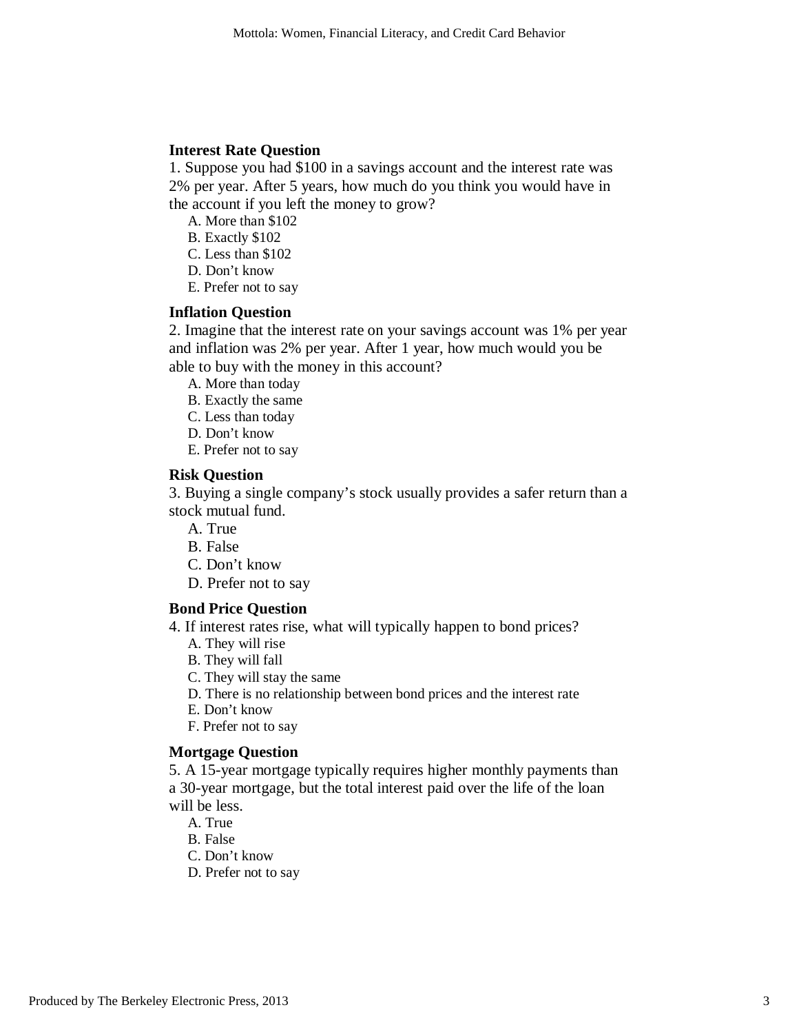**Interest Rate Question**

1. Suppose you had $100 in a savings account and the interest rate was 2% per year. After 5 years, how much do you think you would have in the account if you left the money to grow?

   A. More than $102
   B. Exactly $102
   C. Less than $102
   D. Don’t know
   E. Prefer not to say

**Inflation Question**

2. Imagine that the interest rate on your savings account was 1% per year and inflation was 2% per year. After 1 year, how much would you be able to buy with the money in this account?

   A. More than today
   B. Exactly the same
   C. Less than today
   D. Don’t know
   E. Prefer not to say

**Risk Question**

3. Buying a single company’s stock usually provides a safer return than a stock mutual fund.

   A. True
   B. False
   C. Don’t know
   D. Prefer not to say

**Bond Price Question**

4. If interest rates rise, what will typically happen to bond prices?

   A. They will rise
   B. They will fall
   C. They will stay the same
   D. There is no relationship between bond prices and the interest rate
   E. Don’t know
   F. Prefer not to say

**Mortgage Question**

5. A 15-year mortgage typically requires higher monthly payments than a 30-year mortgage, but the total interest paid over the life of the loan will be less.

   A. True
   B. False
   C. Don’t know
   D. Prefer not to say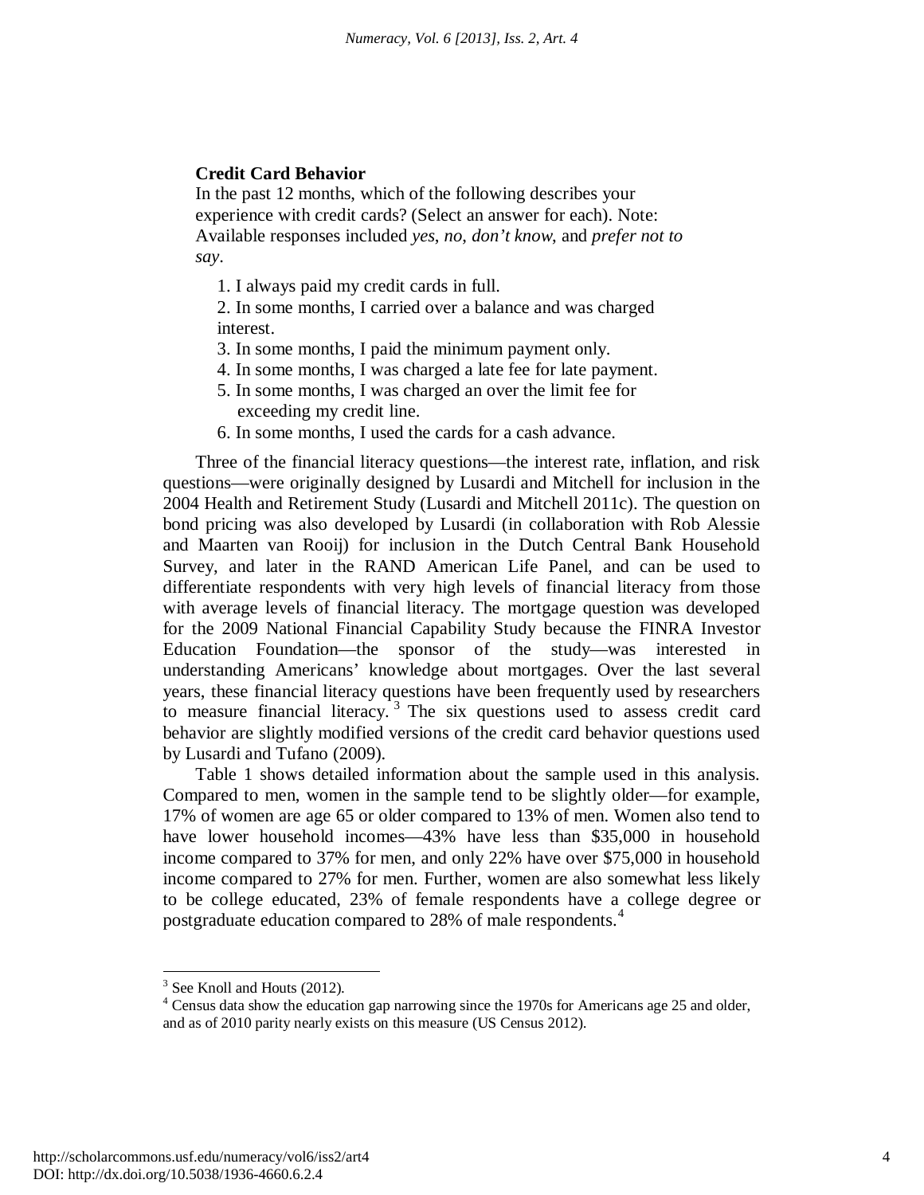**Credit Card Behavior**

In the past 12 months, which of the following describes your experience with credit cards? (Select an answer for each). Note: Available responses included *yes*, *no*, *don't know*, and *prefer not to say*.

1. I always paid my credit cards in full.
2. In some months, I carried over a balance and was charged interest.
3. In some months, I paid the minimum payment only.
4. In some months, I was charged a late fee for late payment.
5. In some months, I was charged an over the limit fee for exceeding my credit line.
6. In some months, I used the cards for a cash advance.

Three of the financial literacy questions—the interest rate, inflation, and risk questions—were originally designed by Lusardi and Mitchell for inclusion in the 2004 Health and Retirement Study (Lusardi and Mitchell 2011c). The question on bond pricing was also developed by Lusardi (in collaboration with Rob Alessie and Maarten van Rooij) for inclusion in the Dutch Central Bank Household Survey, and later in the RAND American Life Panel, and can be used to differentiate respondents with very high levels of financial literacy from those with average levels of financial literacy. The mortgage question was developed for the 2009 National Financial Capability Study because the FINRA Investor Education Foundation—the sponsor of the study—was interested in understanding Americans' knowledge about mortgages. Over the last several years, these financial literacy questions have been frequently used by researchers to measure financial literacy.[3] The six questions used to assess credit card behavior are slightly modified versions of the credit card behavior questions used by Lusardi and Tufano (2009).

Table 1 shows detailed information about the sample used in this analysis. Compared to men, women in the sample tend to be slightly older—for example, 17% of women are age 65 or older compared to 13% of men. Women also tend to have lower household incomes—43% have less than $35,000 in household income compared to 37% for men, and only 22% have over $75,000 in household income compared to 27% for men. Further, women are also somewhat less likely to be college educated, 23% of female respondents have a college degree or postgraduate education compared to 28% of male respondents.[4]

---

[3] See Knoll and Houts (2012).

[4] Census data show the education gap narrowing since the 1970s for Americans age 25 and older, and as of 2010 parity nearly exists on this measure (US Census 2012).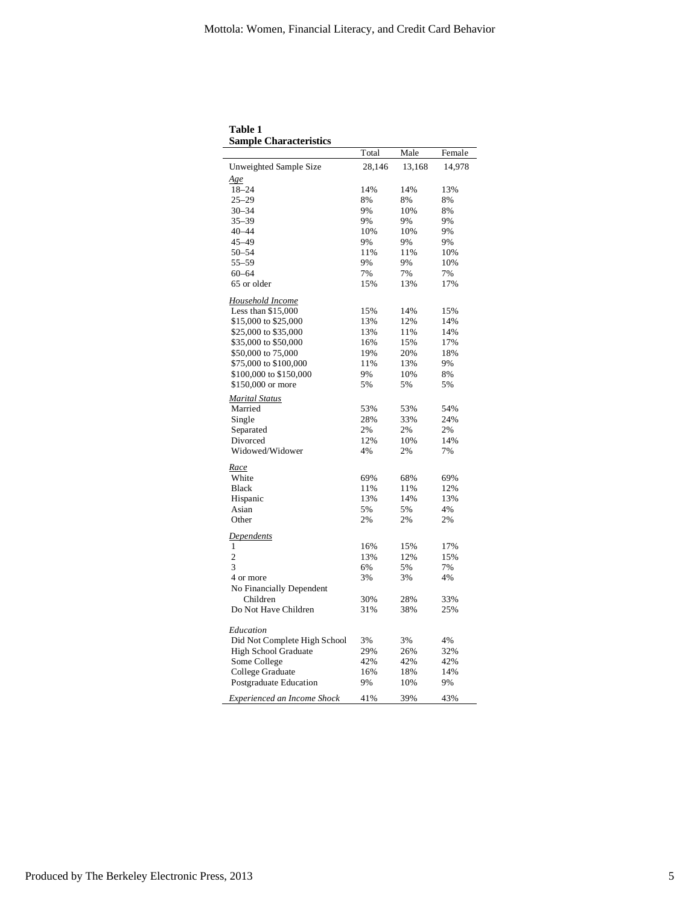**Table 1**
**Sample Characteristics**

| | Total | Male | Female |
|---|---|---|---|
| Unweighted Sample Size | 28,146 | 13,168 | 14,978 |
| ***Age*** | | | |
| 18–24 | 14% | 14% | 13% |
| 25–29 | 8% | 8% | 8% |
| 30–34 | 9% | 10% | 8% |
| 35–39 | 9% | 9% | 9% |
| 40–44 | 10% | 10% | 9% |
| 45–49 | 9% | 9% | 9% |
| 50–54 | 11% | 11% | 10% |
| 55–59 | 9% | 9% | 10% |
| 60–64 | 7% | 7% | 7% |
| 65 or older | 15% | 13% | 17% |
| ***Household Income*** | | | |
| Less than $15,000 | 15% | 14% | 15% |
| $15,000 to $25,000 | 13% | 12% | 14% |
| $25,000 to $35,000 | 13% | 11% | 14% |
| $35,000 to $50,000 | 16% | 15% | 17% |
| $50,000 to 75,000 | 19% | 20% | 18% |
| $75,000 to $100,000 | 11% | 13% | 9% |
| $100,000 to $150,000 | 9% | 10% | 8% |
| $150,000 or more | 5% | 5% | 5% |
| ***Marital Status*** | | | |
| Married | 53% | 53% | 54% |
| Single | 28% | 33% | 24% |
| Separated | 2% | 2% | 2% |
| Divorced | 12% | 10% | 14% |
| Widowed/Widower | 4% | 2% | 7% |
| ***Race*** | | | |
| White | 69% | 68% | 69% |
| Black | 11% | 11% | 12% |
| Hispanic | 13% | 14% | 13% |
| Asian | 5% | 5% | 4% |
| Other | 2% | 2% | 2% |
| ***Dependents*** | | | |
| 1 | 16% | 15% | 17% |
| 2 | 13% | 12% | 15% |
| 3 | 6% | 5% | 7% |
| 4 or more | 3% | 3% | 4% |
| No Financially Dependent Children | 30% | 28% | 33% |
| Do Not Have Children | 31% | 38% | 25% |
| *Education* | | | |
| Did Not Complete High School | 3% | 3% | 4% |
| High School Graduate | 29% | 26% | 32% |
| Some College | 42% | 42% | 42% |
| College Graduate | 16% | 18% | 14% |
| Postgraduate Education | 9% | 10% | 9% |
| *Experienced an Income Shock* | 41% | 39% | 43% |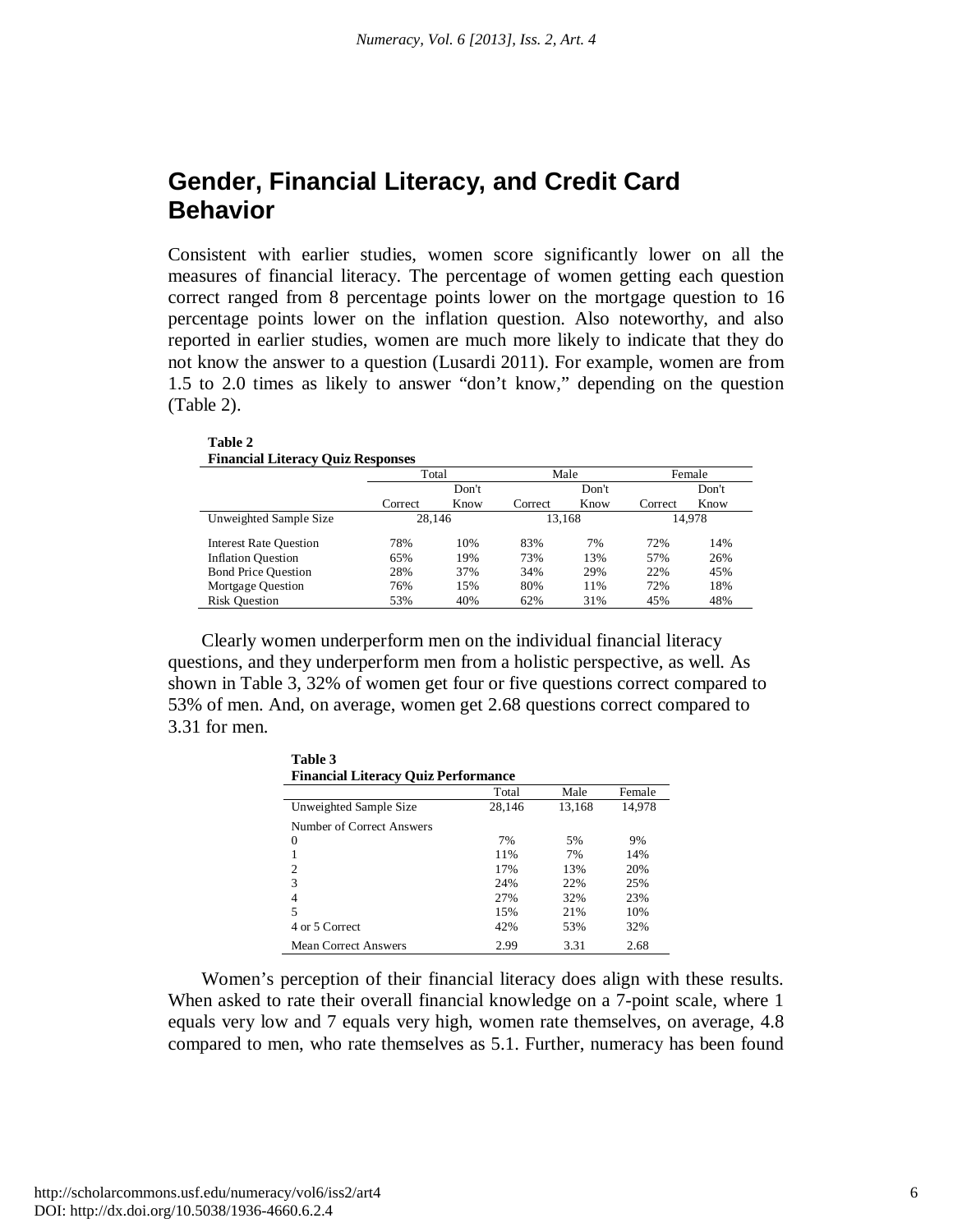## Gender, Financial Literacy, and Credit Card Behavior

Consistent with earlier studies, women score significantly lower on all the measures of financial literacy. The percentage of women getting each question correct ranged from 8 percentage points lower on the mortgage question to 16 percentage points lower on the inflation question. Also noteworthy, and also reported in earlier studies, women are much more likely to indicate that they do not know the answer to a question (Lusardi 2011). For example, women are from 1.5 to 2.0 times as likely to answer "don't know," depending on the question (Table 2).

**Table 2**
**Financial Literacy Quiz Responses**

| | Total | | Male | | Female | |
|---|---|---|---|---|---|---|
| | Correct | Don't Know | Correct | Don't Know | Correct | Don't Know |
| Unweighted Sample Size | 28,146 | | 13,168 | | 14,978 | |
| Interest Rate Question | 78% | 10% | 83% | 7% | 72% | 14% |
| Inflation Question | 65% | 19% | 73% | 13% | 57% | 26% |
| Bond Price Question | 28% | 37% | 34% | 29% | 22% | 45% |
| Mortgage Question | 76% | 15% | 80% | 11% | 72% | 18% |
| Risk Question | 53% | 40% | 62% | 31% | 45% | 48% |

Clearly women underperform men on the individual financial literacy questions, and they underperform men from a holistic perspective, as well. As shown in Table 3, 32% of women get four or five questions correct compared to 53% of men. And, on average, women get 2.68 questions correct compared to 3.31 for men.

**Table 3**
**Financial Literacy Quiz Performance**

| | Total | Male | Female |
|---|---|---|---|
| Unweighted Sample Size | 28,146 | 13,168 | 14,978 |
| Number of Correct Answers | | | |
| 0 | 7% | 5% | 9% |
| 1 | 11% | 7% | 14% |
| 2 | 17% | 13% | 20% |
| 3 | 24% | 22% | 25% |
| 4 | 27% | 32% | 23% |
| 5 | 15% | 21% | 10% |
| 4 or 5 Correct | 42% | 53% | 32% |
| Mean Correct Answers | 2.99 | 3.31 | 2.68 |

Women's perception of their financial literacy does align with these results. When asked to rate their overall financial knowledge on a 7-point scale, where 1 equals very low and 7 equals very high, women rate themselves, on average, 4.8 compared to men, who rate themselves as 5.1. Further, numeracy has been found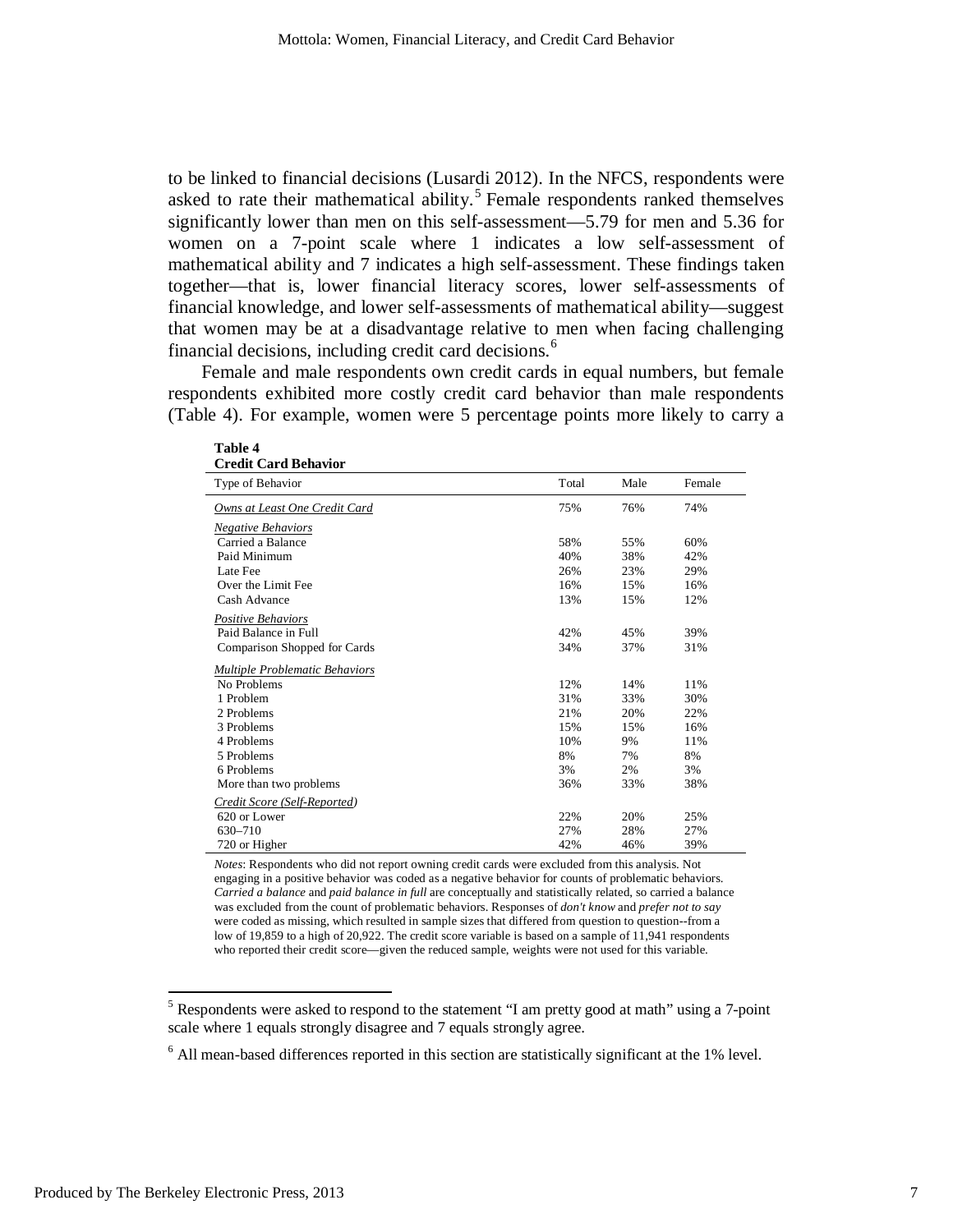to be linked to financial decisions (Lusardi 2012). In the NFCS, respondents were asked to rate their mathematical ability.[5] Female respondents ranked themselves significantly lower than men on this self-assessment—5.79 for men and 5.36 for women on a 7-point scale where 1 indicates a low self-assessment of mathematical ability and 7 indicates a high self-assessment. These findings taken together—that is, lower financial literacy scores, lower self-assessments of financial knowledge, and lower self-assessments of mathematical ability—suggest that women may be at a disadvantage relative to men when facing challenging financial decisions, including credit card decisions.[6]

Female and male respondents own credit cards in equal numbers, but female respondents exhibited more costly credit card behavior than male respondents (Table 4). For example, women were 5 percentage points more likely to carry a

**Table 4**
**Credit Card Behavior**

| Type of Behavior | Total | Male | Female |
|---|---|---|---|
| *Owns at Least One Credit Card* | 75% | 76% | 74% |
| *Negative Behaviors* | | | |
| Carried a Balance | 58% | 55% | 60% |
| Paid Minimum | 40% | 38% | 42% |
| Late Fee | 26% | 23% | 29% |
| Over the Limit Fee | 16% | 15% | 16% |
| Cash Advance | 13% | 15% | 12% |
| *Positive Behaviors* | | | |
| Paid Balance in Full | 42% | 45% | 39% |
| Comparison Shopped for Cards | 34% | 37% | 31% |
| *Multiple Problematic Behaviors* | | | |
| No Problems | 12% | 14% | 11% |
| 1 Problem | 31% | 33% | 30% |
| 2 Problems | 21% | 20% | 22% |
| 3 Problems | 15% | 15% | 16% |
| 4 Problems | 10% | 9% | 11% |
| 5 Problems | 8% | 7% | 8% |
| 6 Problems | 3% | 2% | 3% |
| More than two problems | 36% | 33% | 38% |
| *Credit Score (Self-Reported)* | | | |
| 620 or Lower | 22% | 20% | 25% |
| 630–710 | 27% | 28% | 27% |
| 720 or Higher | 42% | 46% | 39% |

*Notes*: Respondents who did not report owning credit cards were excluded from this analysis. Not engaging in a positive behavior was coded as a negative behavior for counts of problematic behaviors. *Carried a balance* and *paid balance in full* are conceptually and statistically related, so carried a balance was excluded from the count of problematic behaviors. Responses of *don't know* and *prefer not to say* were coded as missing, which resulted in sample sizes that differed from question to question--from a low of 19,859 to a high of 20,922. The credit score variable is based on a sample of 11,941 respondents who reported their credit score—given the reduced sample, weights were not used for this variable.

[5] Respondents were asked to respond to the statement "I am pretty good at math" using a 7-point scale where 1 equals strongly disagree and 7 equals strongly agree.

[6] All mean-based differences reported in this section are statistically significant at the 1% level.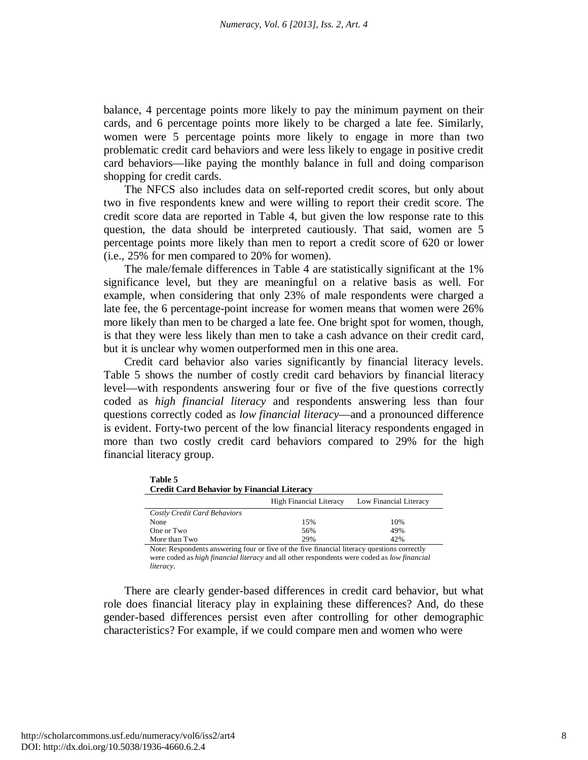balance, 4 percentage points more likely to pay the minimum payment on their cards, and 6 percentage points more likely to be charged a late fee. Similarly, women were 5 percentage points more likely to engage in more than two problematic credit card behaviors and were less likely to engage in positive credit card behaviors—like paying the monthly balance in full and doing comparison shopping for credit cards.

The NFCS also includes data on self-reported credit scores, but only about two in five respondents knew and were willing to report their credit score. The credit score data are reported in Table 4, but given the low response rate to this question, the data should be interpreted cautiously. That said, women are 5 percentage points more likely than men to report a credit score of 620 or lower (i.e., 25% for men compared to 20% for women).

The male/female differences in Table 4 are statistically significant at the 1% significance level, but they are meaningful on a relative basis as well. For example, when considering that only 23% of male respondents were charged a late fee, the 6 percentage-point increase for women means that women were 26% more likely than men to be charged a late fee. One bright spot for women, though, is that they were less likely than men to take a cash advance on their credit card, but it is unclear why women outperformed men in this one area.

Credit card behavior also varies significantly by financial literacy levels. Table 5 shows the number of costly credit card behaviors by financial literacy level—with respondents answering four or five of the five questions correctly coded as *high financial literacy* and respondents answering less than four questions correctly coded as *low financial literacy*—and a pronounced difference is evident. Forty-two percent of the low financial literacy respondents engaged in more than two costly credit card behaviors compared to 29% for the high financial literacy group.

**Table 5**
**Credit Card Behavior by Financial Literacy**

| | High Financial Literacy | Low Financial Literacy |
|---|---|---|
| *Costly Credit Card Behaviors* | | |
| None | 15% | 10% |
| One or Two | 56% | 49% |
| More than Two | 29% | 42% |

Note: Respondents answering four or five of the five financial literacy questions correctly were coded as *high financial literacy* and all other respondents were coded as *low financial literacy*.

There are clearly gender-based differences in credit card behavior, but what role does financial literacy play in explaining these differences? And, do these gender-based differences persist even after controlling for other demographic characteristics? For example, if we could compare men and women who were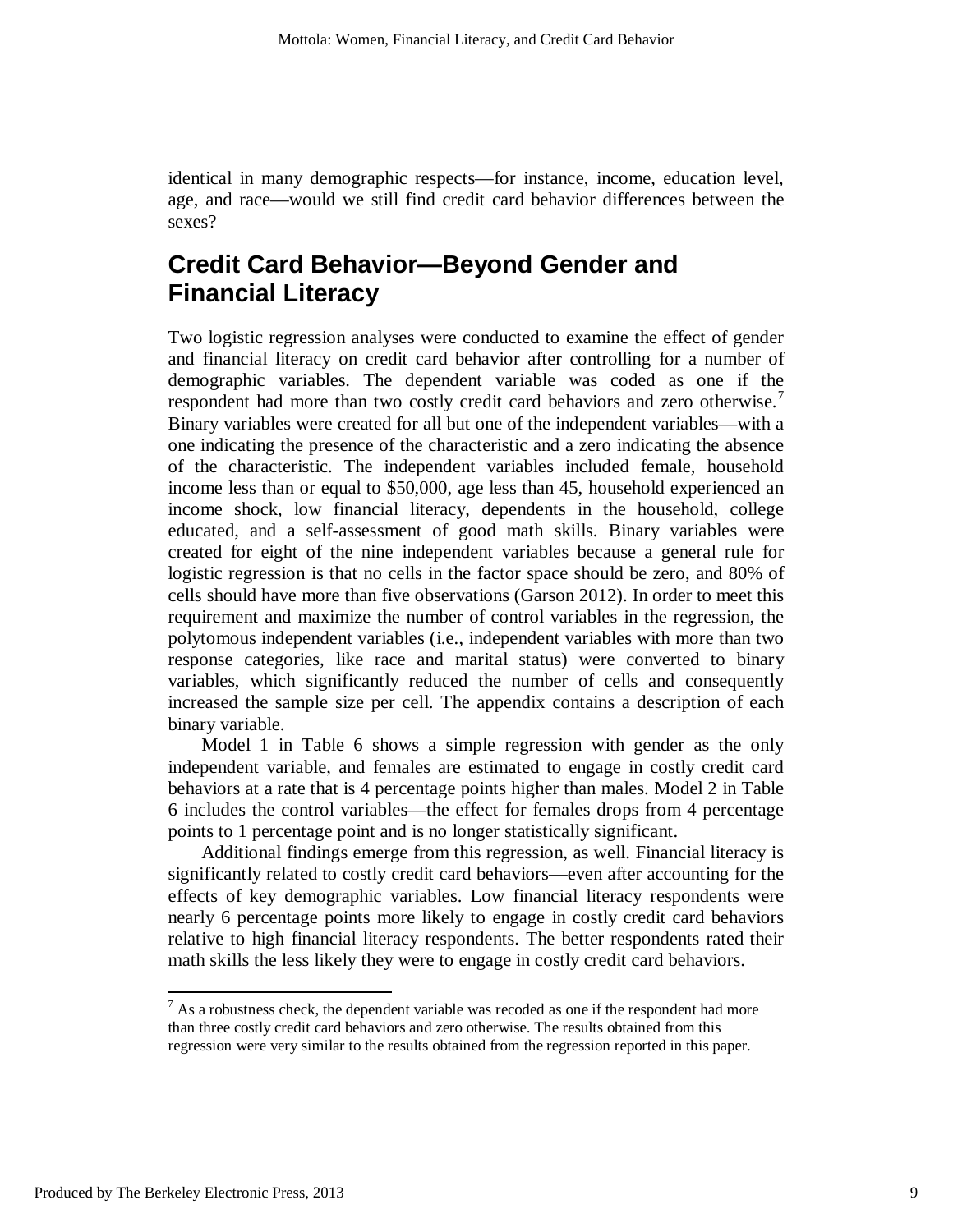identical in many demographic respects—for instance, income, education level, age, and race—would we still find credit card behavior differences between the sexes?

## Credit Card Behavior—Beyond Gender and Financial Literacy

Two logistic regression analyses were conducted to examine the effect of gender and financial literacy on credit card behavior after controlling for a number of demographic variables. The dependent variable was coded as one if the respondent had more than two costly credit card behaviors and zero otherwise.[7] Binary variables were created for all but one of the independent variables—with a one indicating the presence of the characteristic and a zero indicating the absence of the characteristic. The independent variables included female, household income less than or equal to $50,000, age less than 45, household experienced an income shock, low financial literacy, dependents in the household, college educated, and a self-assessment of good math skills. Binary variables were created for eight of the nine independent variables because a general rule for logistic regression is that no cells in the factor space should be zero, and 80% of cells should have more than five observations (Garson 2012). In order to meet this requirement and maximize the number of control variables in the regression, the polytomous independent variables (i.e., independent variables with more than two response categories, like race and marital status) were converted to binary variables, which significantly reduced the number of cells and consequently increased the sample size per cell. The appendix contains a description of each binary variable.

Model 1 in Table 6 shows a simple regression with gender as the only independent variable, and females are estimated to engage in costly credit card behaviors at a rate that is 4 percentage points higher than males. Model 2 in Table 6 includes the control variables—the effect for females drops from 4 percentage points to 1 percentage point and is no longer statistically significant.

Additional findings emerge from this regression, as well. Financial literacy is significantly related to costly credit card behaviors—even after accounting for the effects of key demographic variables. Low financial literacy respondents were nearly 6 percentage points more likely to engage in costly credit card behaviors relative to high financial literacy respondents. The better respondents rated their math skills the less likely they were to engage in costly credit card behaviors.

[7] As a robustness check, the dependent variable was recoded as one if the respondent had more than three costly credit card behaviors and zero otherwise. The results obtained from this regression were very similar to the results obtained from the regression reported in this paper.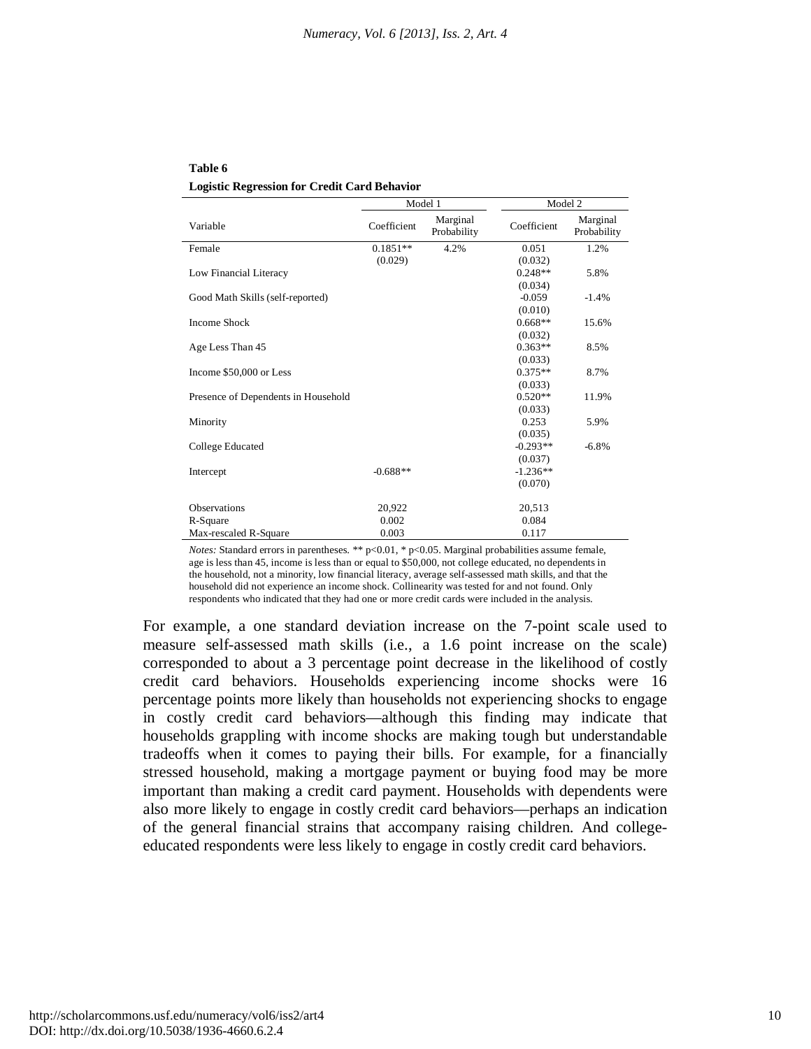**Table 6**

**Logistic Regression for Credit Card Behavior**

| Variable | Model 1 | | Model 2 | |
|---|---|---|---|---|
| | Coefficient | Marginal Probability | Coefficient | Marginal Probability |
| Female | 0.1851** (0.029) | 4.2% | 0.051 (0.032) | 1.2% |
| Low Financial Literacy | | | 0.248** (0.034) | 5.8% |
| Good Math Skills (self-reported) | | | -0.059 (0.010) | -1.4% |
| Income Shock | | | 0.668** (0.032) | 15.6% |
| Age Less Than 45 | | | 0.363** (0.033) | 8.5% |
| Income $50,000 or Less | | | 0.375** (0.033) | 8.7% |
| Presence of Dependents in Household | | | 0.520** (0.033) | 11.9% |
| Minority | | | 0.253 (0.035) | 5.9% |
| College Educated | | | -0.293** (0.037) | -6.8% |
| Intercept | -0.688** | | -1.236** (0.070) | |
| Observations | 20,922 | | 20,513 | |
| R-Square | 0.002 | | 0.084 | |
| Max-rescaled R-Square | 0.003 | | 0.117 | |

*Notes:* Standard errors in parentheses. ** $p<0.01$, * $p<0.05$. Marginal probabilities assume female, age is less than 45, income is less than or equal to $50,000, not college educated, no dependents in the household, not a minority, low financial literacy, average self-assessed math skills, and that the household did not experience an income shock. Collinearity was tested for and not found. Only respondents who indicated that they had one or more credit cards were included in the analysis.

For example, a one standard deviation increase on the 7-point scale used to measure self-assessed math skills (i.e., a 1.6 point increase on the scale) corresponded to about a 3 percentage point decrease in the likelihood of costly credit card behaviors. Households experiencing income shocks were 16 percentage points more likely than households not experiencing shocks to engage in costly credit card behaviors—although this finding may indicate that households grappling with income shocks are making tough but understandable tradeoffs when it comes to paying their bills. For example, for a financially stressed household, making a mortgage payment or buying food may be more important than making a credit card payment. Households with dependents were also more likely to engage in costly credit card behaviors—perhaps an indication of the general financial strains that accompany raising children. And college-educated respondents were less likely to engage in costly credit card behaviors.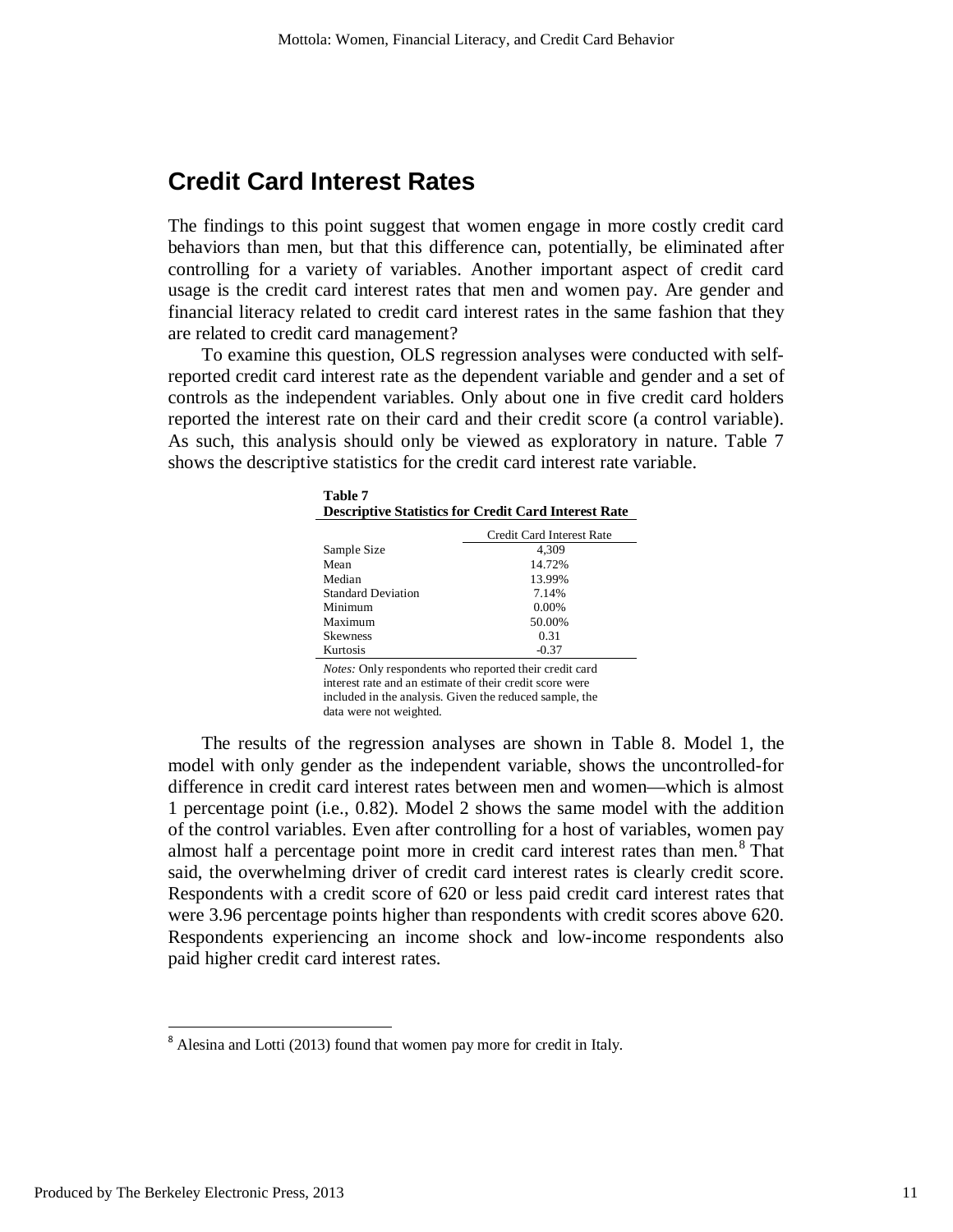## Credit Card Interest Rates

The findings to this point suggest that women engage in more costly credit card behaviors than men, but that this difference can, potentially, be eliminated after controlling for a variety of variables. Another important aspect of credit card usage is the credit card interest rates that men and women pay. Are gender and financial literacy related to credit card interest rates in the same fashion that they are related to credit card management?

To examine this question, OLS regression analyses were conducted with self-reported credit card interest rate as the dependent variable and gender and a set of controls as the independent variables. Only about one in five credit card holders reported the interest rate on their card and their credit score (a control variable). As such, this analysis should only be viewed as exploratory in nature. Table 7 shows the descriptive statistics for the credit card interest rate variable.

**Table 7**
**Descriptive Statistics for Credit Card Interest Rate**

| | Credit Card Interest Rate |
|---|---|
| Sample Size | 4,309 |
| Mean | 14.72% |
| Median | 13.99% |
| Standard Deviation | 7.14% |
| Minimum | 0.00% |
| Maximum | 50.00% |
| Skewness | 0.31 |
| Kurtosis | -0.37 |

*Notes:* Only respondents who reported their credit card interest rate and an estimate of their credit score were included in the analysis. Given the reduced sample, the data were not weighted.

The results of the regression analyses are shown in Table 8. Model 1, the model with only gender as the independent variable, shows the uncontrolled-for difference in credit card interest rates between men and women—which is almost 1 percentage point (i.e., 0.82). Model 2 shows the same model with the addition of the control variables. Even after controlling for a host of variables, women pay almost half a percentage point more in credit card interest rates than men.[8] That said, the overwhelming driver of credit card interest rates is clearly credit score. Respondents with a credit score of 620 or less paid credit card interest rates that were 3.96 percentage points higher than respondents with credit scores above 620. Respondents experiencing an income shock and low-income respondents also paid higher credit card interest rates.

[8] Alesina and Lotti (2013) found that women pay more for credit in Italy.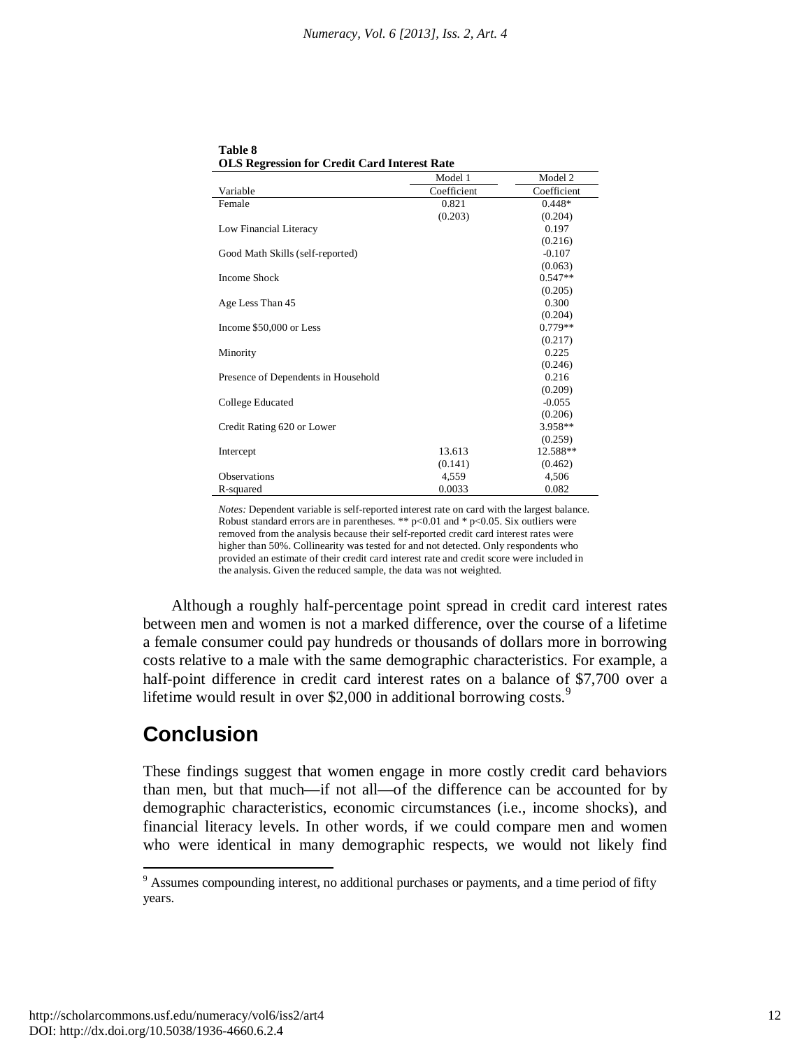**Table 8**
**OLS Regression for Credit Card Interest Rate**

| Variable | Model 1 Coefficient | Model 2 Coefficient |
|---|---|---|
| Female | 0.821 | 0.448* |
| | (0.203) | (0.204) |
| Low Financial Literacy | | 0.197 |
| | | (0.216) |
| Good Math Skills (self-reported) | | -0.107 |
| | | (0.063) |
| Income Shock | | 0.547** |
| | | (0.205) |
| Age Less Than 45 | | 0.300 |
| | | (0.204) |
| Income $50,000 or Less | | 0.779** |
| | | (0.217) |
| Minority | | 0.225 |
| | | (0.246) |
| Presence of Dependents in Household | | 0.216 |
| | | (0.209) |
| College Educated | | -0.055 |
| | | (0.206) |
| Credit Rating 620 or Lower | | 3.958** |
| | | (0.259) |
| Intercept | 13.613 | 12.588** |
| | (0.141) | (0.462) |
| Observations | 4,559 | 4,506 |
| R-squared | 0.0033 | 0.082 |

*Notes:* Dependent variable is self-reported interest rate on card with the largest balance. Robust standard errors are in parentheses. ** $p<0.01$ and * $p<0.05$. Six outliers were removed from the analysis because their self-reported credit card interest rates were higher than 50%. Collinearity was tested for and not detected. Only respondents who provided an estimate of their credit card interest rate and credit score were included in the analysis. Given the reduced sample, the data was not weighted.

Although a roughly half-percentage point spread in credit card interest rates between men and women is not a marked difference, over the course of a lifetime a female consumer could pay hundreds or thousands of dollars more in borrowing costs relative to a male with the same demographic characteristics. For example, a half-point difference in credit card interest rates on a balance of $7,700 over a lifetime would result in over $2,000 in additional borrowing costs.[9]

## Conclusion

These findings suggest that women engage in more costly credit card behaviors than men, but that much—if not all—of the difference can be accounted for by demographic characteristics, economic circumstances (i.e., income shocks), and financial literacy levels. In other words, if we could compare men and women who were identical in many demographic respects, we would not likely find

---

[9] Assumes compounding interest, no additional purchases or payments, and a time period of fifty years.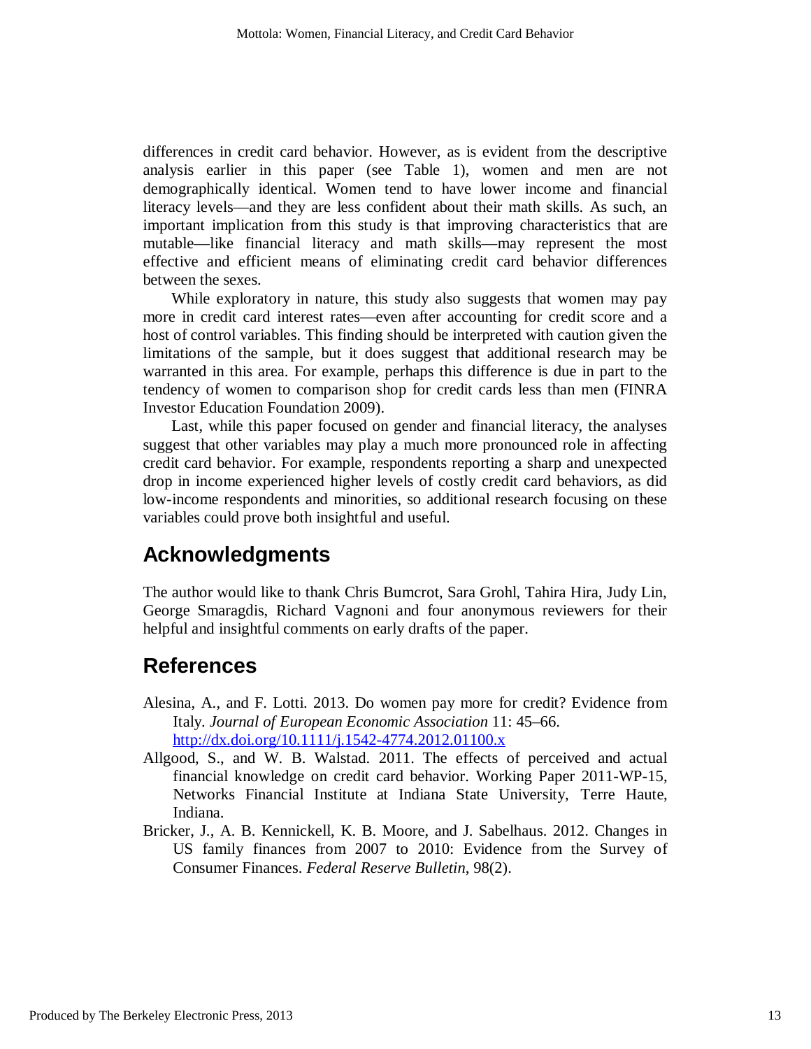differences in credit card behavior. However, as is evident from the descriptive analysis earlier in this paper (see Table 1), women and men are not demographically identical. Women tend to have lower income and financial literacy levels—and they are less confident about their math skills. As such, an important implication from this study is that improving characteristics that are mutable—like financial literacy and math skills—may represent the most effective and efficient means of eliminating credit card behavior differences between the sexes.

While exploratory in nature, this study also suggests that women may pay more in credit card interest rates—even after accounting for credit score and a host of control variables. This finding should be interpreted with caution given the limitations of the sample, but it does suggest that additional research may be warranted in this area. For example, perhaps this difference is due in part to the tendency of women to comparison shop for credit cards less than men (FINRA Investor Education Foundation 2009).

Last, while this paper focused on gender and financial literacy, the analyses suggest that other variables may play a much more pronounced role in affecting credit card behavior. For example, respondents reporting a sharp and unexpected drop in income experienced higher levels of costly credit card behaviors, as did low-income respondents and minorities, so additional research focusing on these variables could prove both insightful and useful.

## Acknowledgments

The author would like to thank Chris Bumcrot, Sara Grohl, Tahira Hira, Judy Lin, George Smaragdis, Richard Vagnoni and four anonymous reviewers for their helpful and insightful comments on early drafts of the paper.

## References

Alesina, A., and F. Lotti. 2013. Do women pay more for credit? Evidence from Italy. *Journal of European Economic Association* 11: 45–66. http://dx.doi.org/10.1111/j.1542-4774.2012.01100.x

Allgood, S., and W. B. Walstad. 2011. The effects of perceived and actual financial knowledge on credit card behavior. Working Paper 2011-WP-15, Networks Financial Institute at Indiana State University, Terre Haute, Indiana.

Bricker, J., A. B. Kennickell, K. B. Moore, and J. Sabelhaus. 2012. Changes in US family finances from 2007 to 2010: Evidence from the Survey of Consumer Finances. *Federal Reserve Bulletin*, 98(2).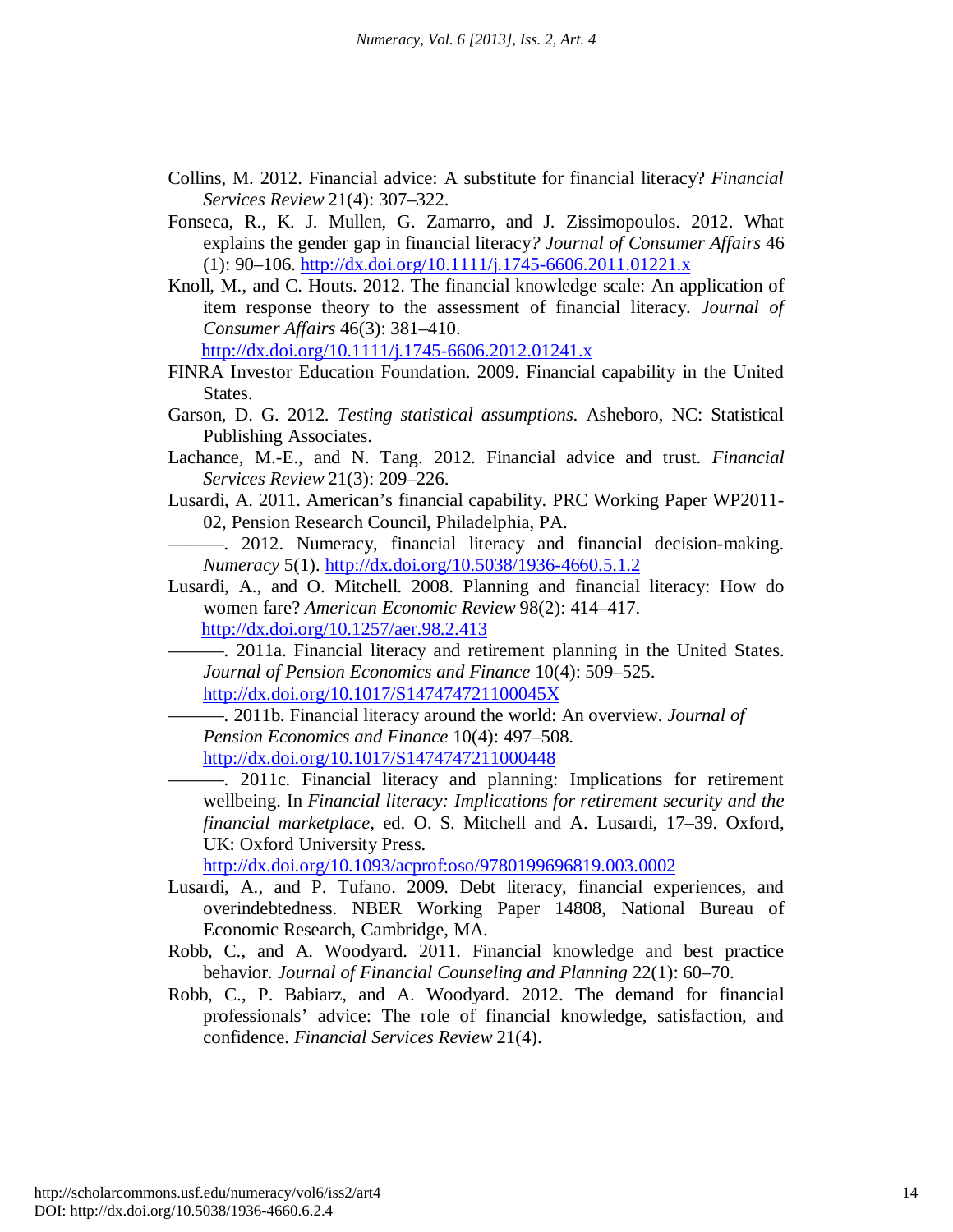Collins, M. 2012. Financial advice: A substitute for financial literacy? *Financial Services Review* 21(4): 307–322.

Fonseca, R., K. J. Mullen, G. Zamarro, and J. Zissimopoulos. 2012. What explains the gender gap in financial literacy*? Journal of Consumer Affairs* 46 (1): 90–106. http://dx.doi.org/10.1111/j.1745-6606.2011.01221.x

Knoll, M., and C. Houts. 2012. The financial knowledge scale: An application of item response theory to the assessment of financial literacy. *Journal of Consumer Affairs* 46(3): 381–410. http://dx.doi.org/10.1111/j.1745-6606.2012.01241.x

FINRA Investor Education Foundation. 2009. Financial capability in the United States.

Garson, D. G. 2012. *Testing statistical assumptions*. Asheboro, NC: Statistical Publishing Associates.

Lachance, M.-E., and N. Tang. 2012. Financial advice and trust. *Financial Services Review* 21(3): 209–226.

Lusardi, A. 2011. American's financial capability. PRC Working Paper WP2011-02, Pension Research Council, Philadelphia, PA.

———. 2012. Numeracy, financial literacy and financial decision-making. *Numeracy* 5(1). http://dx.doi.org/10.5038/1936-4660.5.1.2

Lusardi, A., and O. Mitchell. 2008. Planning and financial literacy: How do women fare? *American Economic Review* 98(2): 414–417. http://dx.doi.org/10.1257/aer.98.2.413

———. 2011a. Financial literacy and retirement planning in the United States. *Journal of Pension Economics and Finance* 10(4): 509–525. http://dx.doi.org/10.1017/S147474721100045X

———. 2011b. Financial literacy around the world: An overview. *Journal of Pension Economics and Finance* 10(4): 497–508. http://dx.doi.org/10.1017/S1474747211000448

———. 2011c. Financial literacy and planning: Implications for retirement wellbeing. In *Financial literacy: Implications for retirement security and the financial marketplace,* ed. O. S. Mitchell and A. Lusardi, 17–39. Oxford, UK: Oxford University Press. http://dx.doi.org/10.1093/acprof:oso/9780199696819.003.0002

Lusardi, A., and P. Tufano. 2009. Debt literacy, financial experiences, and overindebtedness. NBER Working Paper 14808, National Bureau of Economic Research, Cambridge, MA.

Robb, C., and A. Woodyard. 2011. Financial knowledge and best practice behavior. *Journal of Financial Counseling and Planning* 22(1): 60–70.

Robb, C., P. Babiarz, and A. Woodyard. 2012. The demand for financial professionals' advice: The role of financial knowledge, satisfaction, and confidence. *Financial Services Review* 21(4).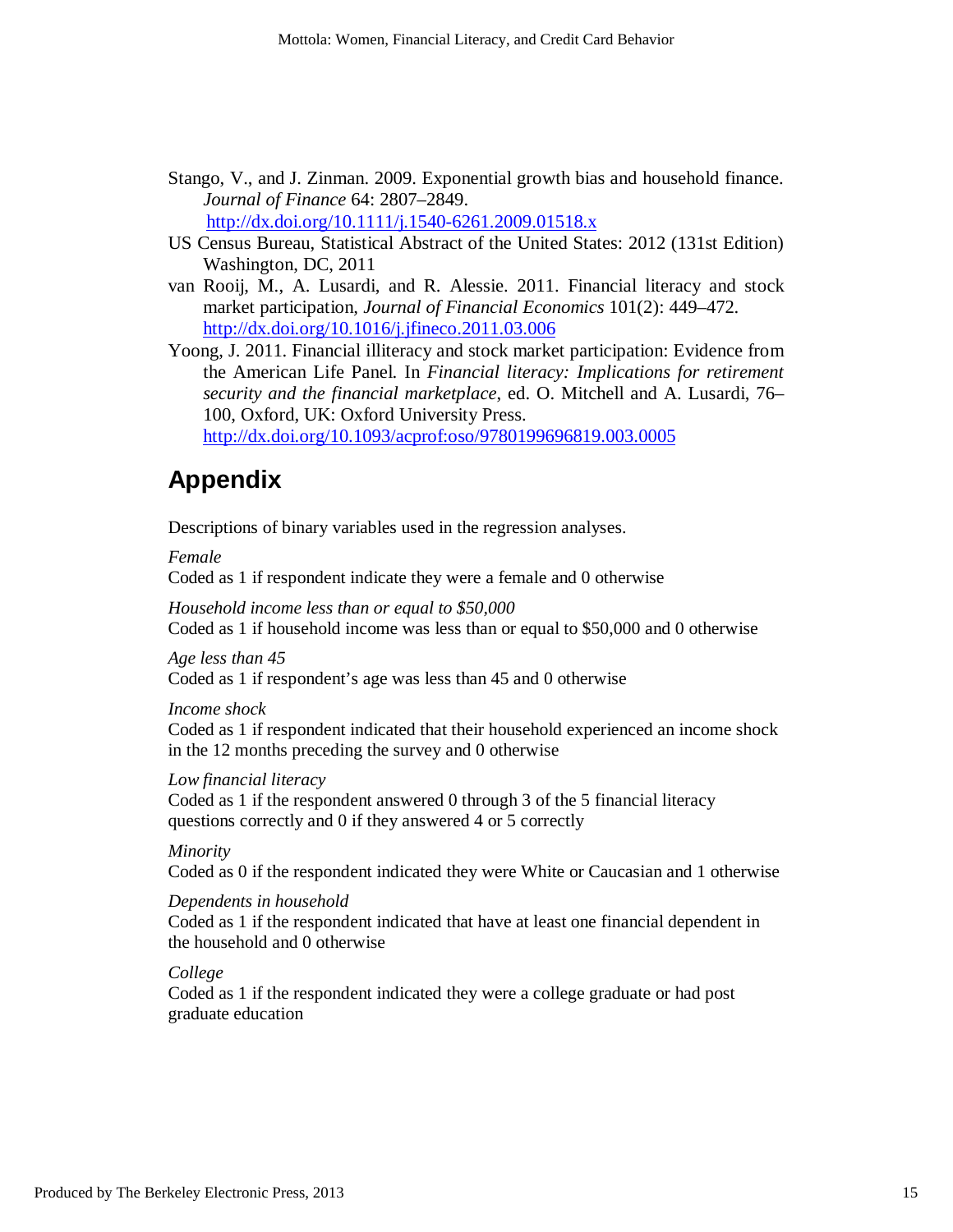Stango, V., and J. Zinman. 2009. Exponential growth bias and household finance. *Journal of Finance* 64: 2807–2849. http://dx.doi.org/10.1111/j.1540-6261.2009.01518.x

US Census Bureau, Statistical Abstract of the United States: 2012 (131st Edition) Washington, DC, 2011

van Rooij, M., A. Lusardi, and R. Alessie. 2011. Financial literacy and stock market participation, *Journal of Financial Economics* 101(2): 449–472. http://dx.doi.org/10.1016/j.jfineco.2011.03.006

Yoong, J. 2011. Financial illiteracy and stock market participation: Evidence from the American Life Panel. In *Financial literacy: Implications for retirement security and the financial marketplace*, ed. O. Mitchell and A. Lusardi, 76–100, Oxford, UK: Oxford University Press. http://dx.doi.org/10.1093/acprof:oso/9780199696819.003.0005

## Appendix

Descriptions of binary variables used in the regression analyses.

*Female*
Coded as 1 if respondent indicate they were a female and 0 otherwise

*Household income less than or equal to $50,000*
Coded as 1 if household income was less than or equal to $50,000 and 0 otherwise

*Age less than 45*
Coded as 1 if respondent's age was less than 45 and 0 otherwise

*Income shock*
Coded as 1 if respondent indicated that their household experienced an income shock in the 12 months preceding the survey and 0 otherwise

*Low financial literacy*
Coded as 1 if the respondent answered 0 through 3 of the 5 financial literacy questions correctly and 0 if they answered 4 or 5 correctly

*Minority*
Coded as 0 if the respondent indicated they were White or Caucasian and 1 otherwise

*Dependents in household*
Coded as 1 if the respondent indicated that have at least one financial dependent in the household and 0 otherwise

*College*
Coded as 1 if the respondent indicated they were a college graduate or had post graduate education